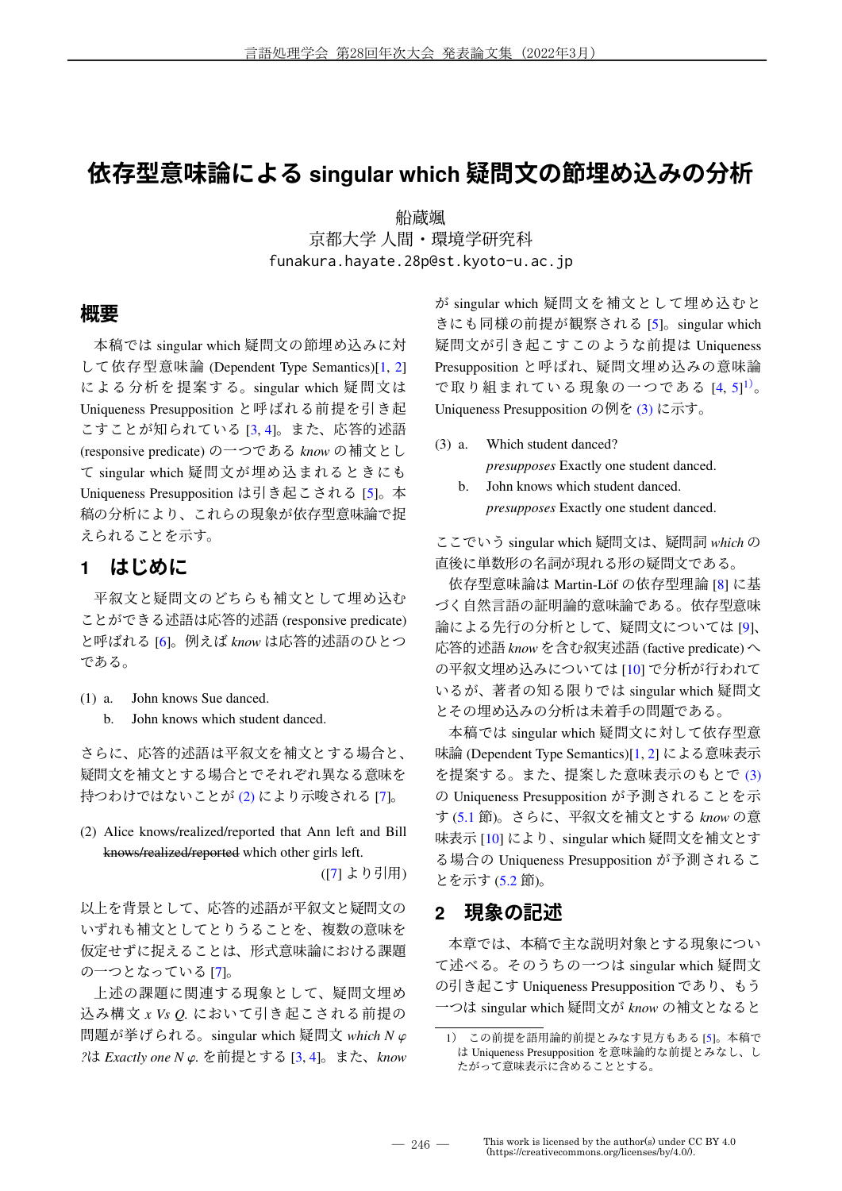# 依存型意味論による singular which 疑問文の節埋め込みの分析

船蔵颯
京都大学 人間・環境学研究科
funakura.hayate.28p@st.kyoto-u.ac.jp

## 概要

本稿では singular which 疑問文の節埋め込みに対して依存型意味論 (Dependent Type Semantics)[1, 2] による分析を提案する。singular which 疑問文は Uniqueness Presupposition と呼ばれる前提を引き起こすことが知られている [3, 4]。また、応答的述語 (responsive predicate) の一つである *know* の補文として singular which 疑問文が埋め込まれるときにも Uniqueness Presupposition は引き起こされる [5]。本稿の分析により、これらの現象が依存型意味論で捉えられることを示す。

## 1 はじめに

平叙文と疑問文のどちらも補文として埋め込むことができる述語は応答的述語 (responsive predicate) と呼ばれる [6]。例えば *know* は応答的述語のひとつである。

(1) a. John knows Sue danced.
 b. John knows which student danced.

さらに、応答的述語は平叙文を補文とする場合と、疑問文を補文とする場合とでそれぞれ異なる意味を持つわけではないことが (2) により示唆される [7]。

(2) Alice knows/realized/reported that Ann left and Bill ~~knows/realized/reported~~ which other girls left.
([7] より引用)

以上を背景として、応答的述語が平叙文と疑問文のいずれも補文としてとりうることを、複数の意味を仮定せずに捉えることは、形式意味論における課題の一つとなっている [7]。

上述の課題に関連する現象として、疑問文埋め込み構文 *x Vs Q.* において引き起こされる前提の問題が挙げられる。singular which 疑問文 *which N φ ?*は *Exactly one N φ.* を前提とする [3, 4]。また、*know* が singular which 疑問文を補文として埋め込むときにも同様の前提が観察される [5]。singular which 疑問文が引き起こすこのような前提は Uniqueness Presupposition と呼ばれ、疑問文埋め込みの意味論で取り組まれている現象の一つである [4, 5][1]。Uniqueness Presupposition の例を (3) に示す。

(3) a. Which student danced?
 *presupposes* Exactly one student danced.
 b. John knows which student danced.
 *presupposes* Exactly one student danced.

ここでいう singular which 疑問文は、疑問詞 *which* の直後に単数形の名詞が現れる形の疑問文である。

依存型意味論は Martin-Löf の依存型理論 [8] に基づく自然言語の証明論的意味論である。依存型意味論による先行の分析として、疑問文については [9]、応答的述語 *know* を含む叙実述語 (factive predicate) への平叙文埋め込みについては [10] で分析が行われているが、著者の知る限りでは singular which 疑問文とその埋め込みの分析は未着手の問題である。

本稿では singular which 疑問文に対して依存型意味論 (Dependent Type Semantics)[1, 2] による意味表示を提案する。また、提案した意味表示のもとで (3) の Uniqueness Presupposition が予測されることを示す (5.1 節)。さらに、平叙文を補文とする *know* の意味表示 [10] により、singular which 疑問文を補文とする場合の Uniqueness Presupposition が予測されることを示す (5.2 節)。

## 2 現象の記述

本章では、本稿で主な説明対象とする現象について述べる。そのうちの一つは singular which 疑問文の引き起こす Uniqueness Presupposition であり、もう一つは singular which 疑問文が *know* の補文となると

---

1) この前提を語用論的前提とみなす見方もある [5]。本稿では Uniqueness Presupposition を意味論的な前提とみなし、したがって意味表示に含めることとする。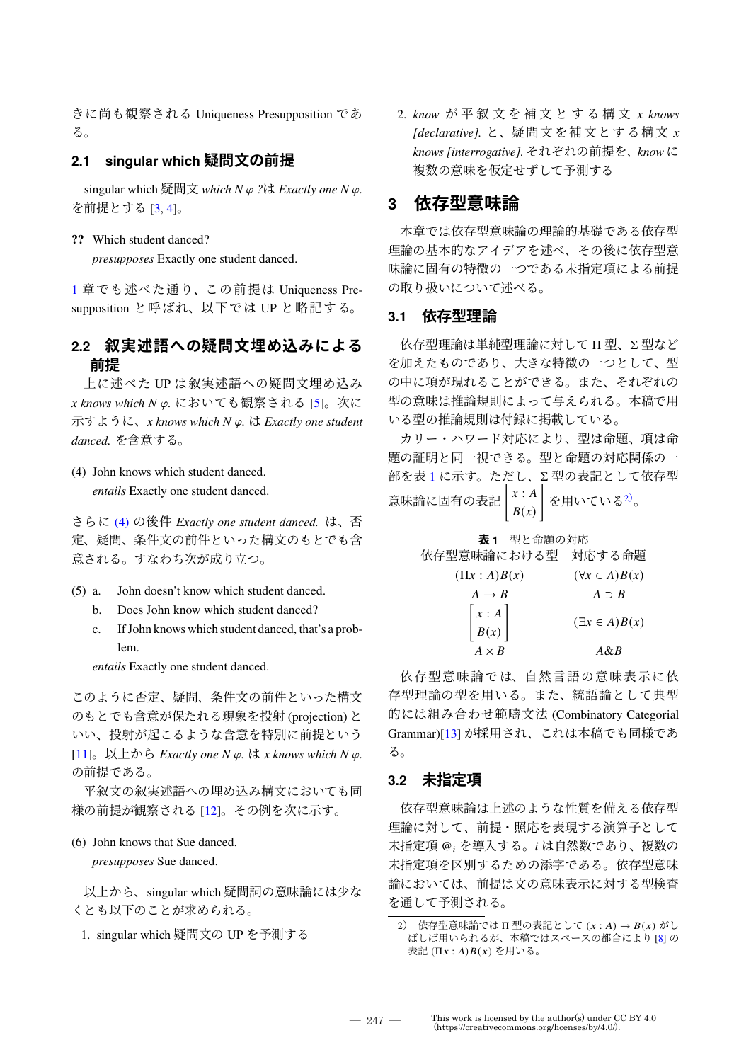きに尚も観察される Uniqueness Presupposition である。

### 2.1 singular which 疑問文の前提

singular which 疑問文 *which N φ ?*は *Exactly one N φ.* を前提とする [3, 4]。

**??** Which student danced?
*presupposes* Exactly one student danced.

1 章でも述べた通り、この前提は Uniqueness Presupposition と呼ばれ、以下では UP と略記する。

### 2.2 叙実述語への疑問文埋め込みによる前提

上に述べた UP は叙実述語への疑問文埋め込み *x knows which N φ.* においても観察される [5]。次に示すように、*x knows which N φ.* は *Exactly one student danced.* を含意する。

(4) John knows which student danced.
*entails* Exactly one student danced.

さらに (4) の後件 *Exactly one student danced.* は、否定、疑問、条件文の前件といった構文のもとでも含意される。すなわち次が成り立つ。

(5) a. John doesn't know which student danced.
b. Does John know which student danced?
c. If John knows which student danced, that's a problem.
*entails* Exactly one student danced.

このように否定、疑問、条件文の前件といった構文のもとでも含意が保たれる現象を投射 (projection) といい、投射が起こるような含意を特別に前提という [11]。以上から *Exactly one N φ.* は *x knows which N φ.* の前提である。

平叙文の叙実述語への埋め込み構文においても同様の前提が観察される [12]。その例を次に示す。

(6) John knows that Sue danced.
*presupposes* Sue danced.

以上から、singular which 疑問詞の意味論には少なくとも以下のことが求められる。

1. singular which 疑問文の UP を予測する
2. *know* が平叙文を補文とする構文 *x knows [declarative].* と、疑問文を補文とする構文 *x knows [interrogative].* それぞれの前提を、*know* に複数の意味を仮定せずして予測する

## 3 依存型意味論

本章では依存型意味論の理論的基礎である依存型理論の基本的なアイデアを述べ、その後に依存型意味論に固有の特徴の一つである未指定項による前提の取り扱いについて述べる。

### 3.1 依存型理論

依存型理論は単純型理論に対して Π 型、Σ 型などを加えたものであり、大きな特徴の一つとして、型の中に項が現れることができる。また、それぞれの型の意味は推論規則によって与えられる。本稿で用いる型の推論規則は付録に掲載している。

カリー・ハワード対応により、型は命題、項は命題の証明と同一視できる。型と命題の対応関係の一部を表 1 に示す。ただし、Σ 型の表記として依存型意味論に固有の表記 $\begin{bmatrix} x : A \\ B(x) \end{bmatrix}$ を用いている[2]。

**表 1** 型と命題の対応

| 依存型意味論における型 | 対応する命題 |
|---|---|
| $(\Pi x : A)B(x)$ | $(\forall x \in A)B(x)$ |
| $A \to B$ | $A \supset B$ |
| $\begin{bmatrix} x : A \\ B(x) \end{bmatrix}$ | $(\exists x \in A)B(x)$ |
| $A \times B$ | $A \& B$ |

依存型意味論では、自然言語の意味表示に依存型理論の型を用いる。また、統語論として典型的には組み合わせ範疇文法 (Combinatory Categorial Grammar)[13] が採用され、これは本稿でも同様である。

### 3.2 未指定項

依存型意味論は上述のような性質を備える依存型理論に対して、前提・照応を表現する演算子として未指定項 $@_i$ を導入する。$i$ は自然数であり、複数の未指定項を区別するための添字である。依存型意味論においては、前提は文の意味表示に対する型検査を通して予測される。

---

2) 依存型意味論では Π 型の表記として $(x : A) \to B(x)$ がしばしば用いられるが、本稿ではスペースの都合により [8] の表記 $(\Pi x : A)B(x)$ を用いる。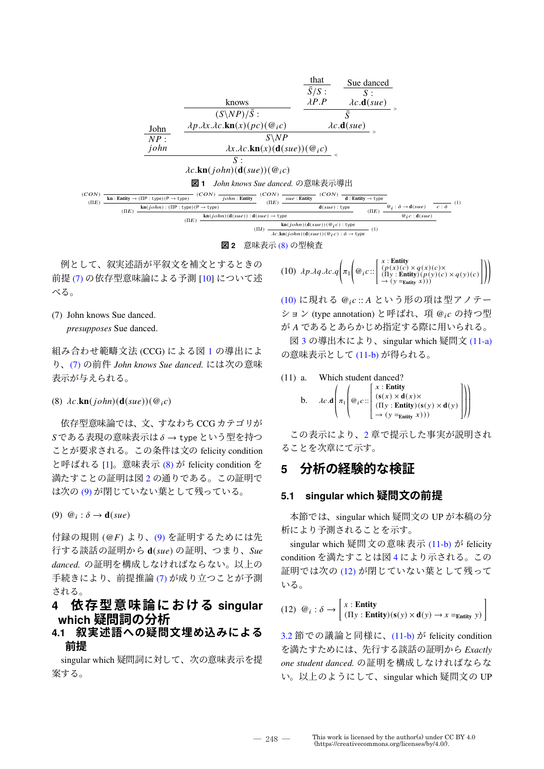$$\dfrac{\dfrac{\text{John}}{NP:\ john}\quad \dfrac{\dfrac{\text{knows}}{(S\backslash NP)/\bar{S}:\ \lambda p.\lambda x.\lambda c.\mathbf{kn}(x)(pc)(@_i c)}\quad \dfrac{\dfrac{\text{that}}{\bar{S}/S:\ \lambda P.P}\quad \dfrac{\text{Sue danced}}{S:\ \lambda c.\mathbf{d}(sue)}}{\bar{S}\ \lambda c.\mathbf{d}(sue)}>}{S\backslash NP\ \ \lambda x.\lambda c.\mathbf{kn}(x)(\mathbf{d}(sue))(@_i c)}>}{S:\ \lambda c.\mathbf{kn}(john)(\mathbf{d}(sue))(@_i c)}<$$

**図 1** *John knows Sue danced.* の意味表示導出

$$\dfrac{\dfrac{\dfrac{\dfrac{(CON)\ \mathbf{kn}:\mathbf{Entity}\to(\Pi P:\mathrm{type})(P\to\mathrm{type})\quad (CON)\ john:\mathbf{Entity}}{\mathbf{kn}(john):(\Pi P:\mathrm{type})(P\to\mathrm{type})}(\Pi E)\quad \dfrac{(CON)\ sue:\mathbf{Entity}\quad (CON)\ \mathbf{d}:\mathbf{Entity}\to\mathrm{type}}{\mathbf{d}(sue):\mathrm{type}}(\Pi E)}{\mathbf{kn}(john)(\mathbf{d}(sue)):\mathbf{d}(sue)\to\mathrm{type}}(\Pi E)\quad \dfrac{@_i:\delta\to\mathbf{d}(sue)\ (1)\quad \overline{c:\delta}\ (1)}{@_i c:\mathbf{d}(sue)}(\Pi E)}{\mathbf{kn}(john)(\mathbf{d}(sue))(@_i c):\mathrm{type}}(\Pi E)}{\lambda c.\mathbf{kn}(john)(\mathbf{d}(sue))(@_i c):\delta\to\mathrm{type}}(\Pi I),(1)$$

**図 2** 意味表示 (8) の型検査

例として、叙実述語が平叙文を補文とするときの前提 (7) の依存型意味論による予測 [10] について述べる。

(7) John knows Sue danced.
*presupposes* Sue danced.

組み合わせ範疇文法 (CCG) による図 1 の導出により、(7) の前件 *John knows Sue danced.* には次の意味表示が与えられる。

(8) $\lambda c.\mathbf{kn}(john)(\mathbf{d}(sue))(@_i c)$

依存型意味論では、文、すなわち CCG カテゴリが $S$ である表現の意味表示は $\delta\to\mathsf{type}$ という型を持つことが要求される。この条件は文の felicity condition と呼ばれる [1]。意味表示 (8) が felicity condition を満たすことの証明は図 2 の通りである。この証明では次の (9) が閉じていない葉として残っている。

(9) $@_i:\delta\to\mathbf{d}(sue)$

付録の規則 ($@F$) より、(9) を証明するためには先行する談話の証明から $\mathbf{d}(sue)$ の証明、つまり、*Sue danced.* の証明を構成しなければならない。以上の手続きにより、前提推論 (7) が成り立つことが予測される。

## 4 依存型意味論における singular which 疑問詞の分析

### 4.1 叙実述語への疑問文埋め込みによる前提

singular which 疑問詞に対して、次の意味表示を提案する。

(10) $\lambda p.\lambda q.\lambda c.q\left(\pi_1\left(@_i c :: \begin{bmatrix} x:\mathbf{Entity} \\ (p(x)(c)\times q(x)(c)\times \\ (\Pi y:\mathbf{Entity})(p(y)(c)\times q(y)(c) \\ \to (y=_{\mathbf{Entity}} x))) \end{bmatrix}\right)\right)$

(10) に現れる $@_i c :: A$ という形の項は型アノテーション (type annotation) と呼ばれ、項 $@_i c$ の持つ型が $A$ であるとあらかじめ指定する際に用いられる。

図 3 の導出木により、singular which 疑問文 (11-a) の意味表示として (11-b) が得られる。

(11) a. Which student danced?

b. $\lambda c.\mathbf{d}\left(\pi_1\left(@_i c :: \begin{bmatrix} x:\mathbf{Entity} \\ (\mathbf{s}(x)\times\mathbf{d}(x)\times \\ (\Pi y:\mathbf{Entity})(\mathbf{s}(y)\times\mathbf{d}(y) \\ \to (y=_{\mathbf{Entity}} x))) \end{bmatrix}\right)\right)$

この表示により、2 章で提示した事実が説明されることを次章にて示す。

## 5 分析の経験的な検証

### 5.1 singular which 疑問文の前提

本節では、singular which 疑問文の UP が本稿の分析により予測されることを示す。

singular which 疑問文の意味表示 (11-b) が felicity condition を満たすことは図 4 により示される。この証明では次の (12) が閉じていない葉として残っている。

(12) $@_i:\delta\to\begin{bmatrix} x:\mathbf{Entity} \\ (\Pi y:\mathbf{Entity})(\mathbf{s}(y)\times\mathbf{d}(y)\to x=_{\mathbf{Entity}} y) \end{bmatrix}$

3.2 節での議論と同様に、(11-b) が felicity condition を満たすためには、先行する談話の証明から *Exactly one student danced.* の証明を構成しなければならない。以上のようにして、singular which 疑問文の UP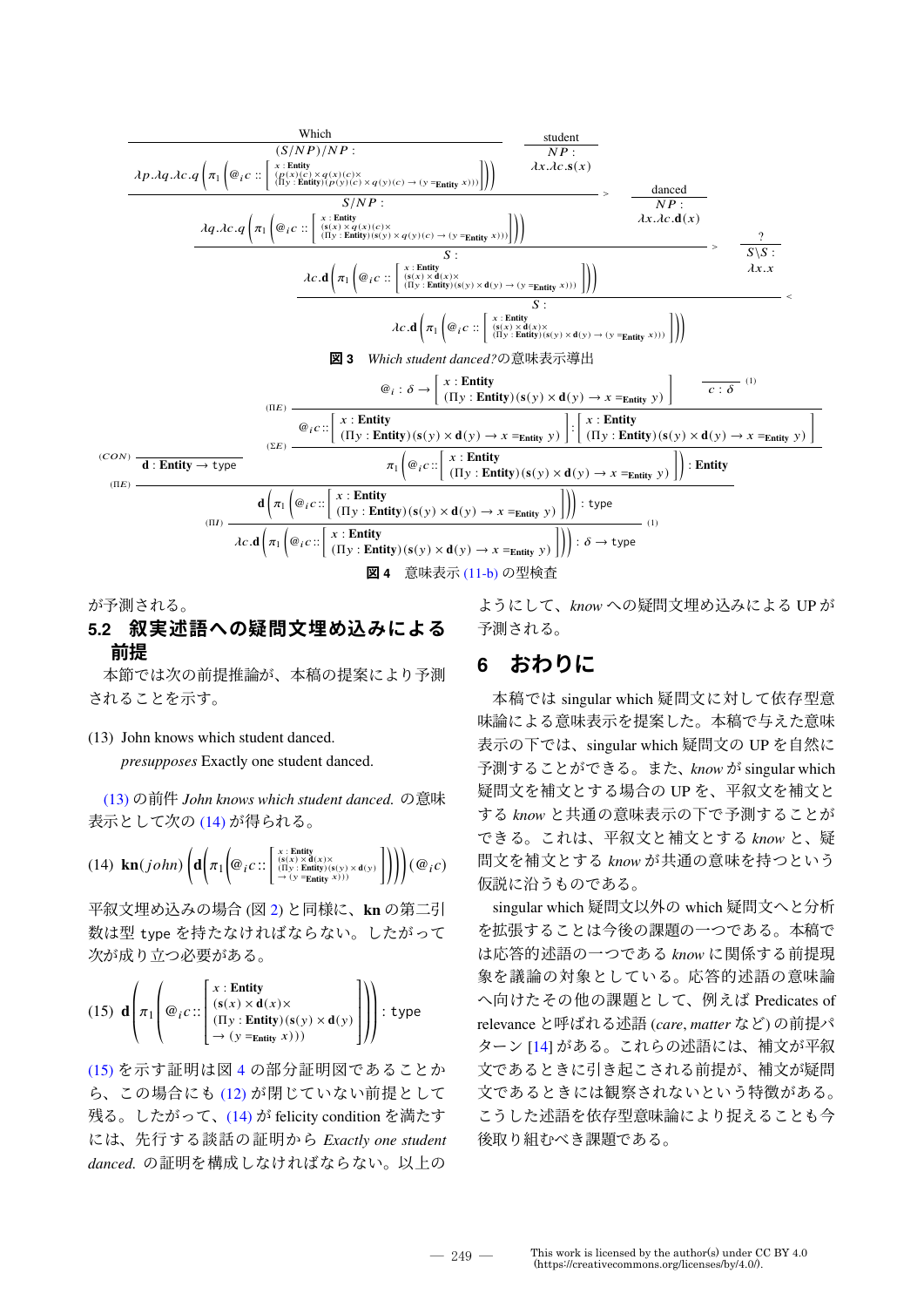$$
\dfrac{\dfrac{\dfrac{\begin{array}{c}\text{Which}\\ \hline (S/NP)/NP:\\ \lambda p.\lambda q.\lambda c.q\left(\pi_1\left(@_i c :: \begin{bmatrix} x:\textbf{Entity}\\ (p(x)(c)\times q(x)(c)\times\\ (\Pi y:\textbf{Entity})(p(y)(c)\times q(y)(c)\to(y=_{\textbf{Entity}}x))) \end{bmatrix}\right)\right)\end{array} \quad \begin{array}{c}\text{student}\\ \hline NP:\\ \lambda x.\lambda c.\mathbf{s}(x)\end{array}}{\begin{array}{c}S/NP:\\ \lambda q.\lambda c.q\left(\pi_1\left(@_i c :: \begin{bmatrix} x:\textbf{Entity}\\ (\mathbf{s}(x)\times q(x)(c)\times\\ (\Pi y:\textbf{Entity})(\mathbf{s}(y)\times q(y)(c)\to(y=_{\textbf{Entity}}x))) \end{bmatrix}\right)\right)\end{array}}> \quad \begin{array}{c}\text{danced}\\ \hline NP:\\ \lambda x.\lambda c.\mathbf{d}(x)\end{array}}{\begin{array}{c}S:\\ \lambda c.\mathbf{d}\left(\pi_1\left(@_i c :: \begin{bmatrix} x:\textbf{Entity}\\ (\mathbf{s}(x)\times\mathbf{d}(x)\times\\ (\Pi y:\textbf{Entity})(\mathbf{s}(y)\times\mathbf{d}(y)\to(y=_{\textbf{Entity}}x))) \end{bmatrix}\right)\right)\end{array}}> \quad \begin{array}{c}?\\ \hline S\backslash S:\\ \lambda x.x\end{array}}{\begin{array}{c}S:\\ \lambda c.\mathbf{d}\left(\pi_1\left(@_i c :: \begin{bmatrix} x:\textbf{Entity}\\ (\mathbf{s}(x)\times\mathbf{d}(x)\times\\ (\Pi y:\textbf{Entity})(\mathbf{s}(y)\times\mathbf{d}(y)\to(y=_{\textbf{Entity}}x))) \end{bmatrix}\right)\right)\end{array}}<
$$

**図 3** *Which student danced?*の意味表示導出

$$
\dfrac{\overline{\mathbf{d}:\textbf{Entity}\to\texttt{type}}\,(CON) \quad \dfrac{\dfrac{@_i:\delta\to\begin{bmatrix} x:\textbf{Entity}\\ (\Pi y:\textbf{Entity})(\mathbf{s}(y)\times\mathbf{d}(y)\to x=_{\textbf{Entity}}y)\end{bmatrix} \quad \overline{c:\delta}^{\,(1)}}{@_i c :: \begin{bmatrix} x:\textbf{Entity}\\ (\Pi y:\textbf{Entity})(\mathbf{s}(y)\times\mathbf{d}(y)\to x=_{\textbf{Entity}}y)\end{bmatrix} : \begin{bmatrix} x:\textbf{Entity}\\ (\Pi y:\textbf{Entity})(\mathbf{s}(y)\times\mathbf{d}(y)\to x=_{\textbf{Entity}}y)\end{bmatrix}}(\Pi E)}{\pi_1\left(@_i c :: \begin{bmatrix} x:\textbf{Entity}\\ (\Pi y:\textbf{Entity})(\mathbf{s}(y)\times\mathbf{d}(y)\to x=_{\textbf{Entity}}y)\end{bmatrix}\right):\textbf{Entity}}(\Sigma E)}{\dfrac{\mathbf{d}\left(\pi_1\left(@_i c :: \begin{bmatrix} x:\textbf{Entity}\\ (\Pi y:\textbf{Entity})(\mathbf{s}(y)\times\mathbf{d}(y)\to x=_{\textbf{Entity}}y)\end{bmatrix}\right)\right):\texttt{type}}{\lambda c.\mathbf{d}\left(\pi_1\left(@_i c :: \begin{bmatrix} x:\textbf{Entity}\\ (\Pi y:\textbf{Entity})(\mathbf{s}(y)\times\mathbf{d}(y)\to x=_{\textbf{Entity}}y)\end{bmatrix}\right)\right):\delta\to\texttt{type}}(\Pi I),(1)}(\Pi E)
$$

**図 4** 意味表示 (11-b) の型検査

が予測される。

## 5.2 叙実述語への疑問文埋め込みによる前提

本節では次の前提推論が、本稿の提案により予測されることを示す。

(13) John knows which student danced.
*presupposes* Exactly one student danced.

(13) の前件 *John knows which student danced.* の意味表示として次の (14) が得られる。

$$
(14)\quad \mathbf{kn}(john)\left(\mathbf{d}\left(\pi_1\left(@_i c :: \begin{bmatrix} x:\textbf{Entity}\\ (\mathbf{s}(x)\times\mathbf{d}(x)\times\\ (\Pi y:\textbf{Entity})(\mathbf{s}(y)\times\mathbf{d}(y)\\ \to(y=_{\textbf{Entity}}x))) \end{bmatrix}\right)\right)\right)(@_i c)
$$

平叙文埋め込みの場合 (図 2) と同様に、**kn** の第二引数は型 type を持たなければならない。したがって次が成り立つ必要がある。

$$
(15)\quad \mathbf{d}\left(\pi_1\left(@_i c :: \begin{bmatrix} x:\textbf{Entity}\\ (\mathbf{s}(x)\times\mathbf{d}(x)\times\\ (\Pi y:\textbf{Entity})(\mathbf{s}(y)\times\mathbf{d}(y)\\ \to(y=_{\textbf{Entity}}x))) \end{bmatrix}\right)\right):\texttt{type}
$$

(15) を示す証明は図 4 の部分証明図であることから、この場合にも (12) が閉じていない前提として残る。したがって、(14) が felicity condition を満たすには、先行する談話の証明から *Exactly one student danced.* の証明を構成しなければならない。以上のようにして、*know* への疑問文埋め込みによる UP が予測される。

# 6 おわりに

本稿では singular which 疑問文に対して依存型意味論による意味表示を提案した。本稿で与えた意味表示の下では、singular which 疑問文の UP を自然に予測することができる。また、*know* が singular which 疑問文を補文とする場合の UP を、平叙文を補文とする *know* と共通の意味表示の下で予測することができる。これは、平叙文と補文とする *know* と、疑問文を補文とする *know* が共通の意味を持つという仮説に沿うものである。

singular which 疑問文以外の which 疑問文へと分析を拡張することは今後の課題の一つである。本稿では応答的述語の一つである *know* に関係する前提現象を議論の対象としている。応答的述語の意味論へ向けたその他の課題として、例えば Predicates of relevance と呼ばれる述語 (*care*, *matter* など) の前提パターン [14] がある。これらの述語には、補文が平叙文であるときに引き起こされる前提が、補文が疑問文であるときには観察されないという特徴がある。こうした述語を依存型意味論により捉えることも今後取り組むべき課題である。

This work is licensed by the author(s) under CC BY 4.0 (https://creativecommons.org/licenses/by/4.0/).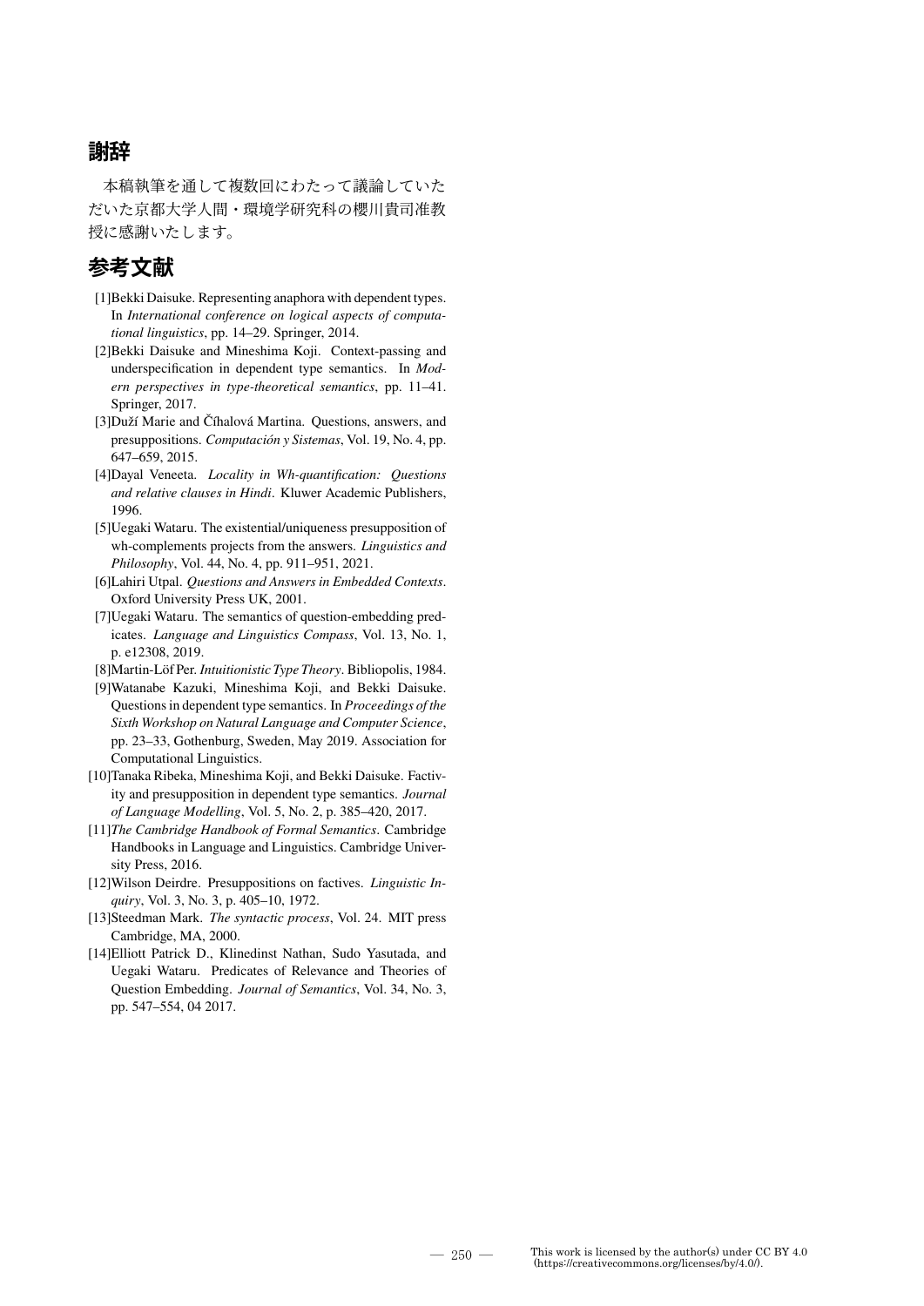## 謝辞

本稿執筆を通して複数回にわたって議論していただいた京都大学人間・環境学研究科の櫻川貴司准教授に感謝いたします。

## 参考文献

[1] Bekki Daisuke. Representing anaphora with dependent types. In *International conference on logical aspects of computational linguistics*, pp. 14–29. Springer, 2014.

[2] Bekki Daisuke and Mineshima Koji. Context-passing and underspecification in dependent type semantics. In *Modern perspectives in type-theoretical semantics*, pp. 11–41. Springer, 2017.

[3] Duží Marie and Číhalová Martina. Questions, answers, and presuppositions. *Computación y Sistemas*, Vol. 19, No. 4, pp. 647–659, 2015.

[4] Dayal Veneeta. *Locality in Wh-quantification: Questions and relative clauses in Hindi*. Kluwer Academic Publishers, 1996.

[5] Uegaki Wataru. The existential/uniqueness presupposition of wh-complements projects from the answers. *Linguistics and Philosophy*, Vol. 44, No. 4, pp. 911–951, 2021.

[6] Lahiri Utpal. *Questions and Answers in Embedded Contexts*. Oxford University Press UK, 2001.

[7] Uegaki Wataru. The semantics of question-embedding predicates. *Language and Linguistics Compass*, Vol. 13, No. 1, p. e12308, 2019.

[8] Martin-Löf Per. *Intuitionistic Type Theory*. Bibliopolis, 1984.

[9] Watanabe Kazuki, Mineshima Koji, and Bekki Daisuke. Questions in dependent type semantics. In *Proceedings of the Sixth Workshop on Natural Language and Computer Science*, pp. 23–33, Gothenburg, Sweden, May 2019. Association for Computational Linguistics.

[10] Tanaka Ribeka, Mineshima Koji, and Bekki Daisuke. Factivity and presupposition in dependent type semantics. *Journal of Language Modelling*, Vol. 5, No. 2, p. 385–420, 2017.

[11] *The Cambridge Handbook of Formal Semantics*. Cambridge Handbooks in Language and Linguistics. Cambridge University Press, 2016.

[12] Wilson Deirdre. Presuppositions on factives. *Linguistic Inquiry*, Vol. 3, No. 3, p. 405–10, 1972.

[13] Steedman Mark. *The syntactic process*, Vol. 24. MIT press Cambridge, MA, 2000.

[14] Elliott Patrick D., Klinedinst Nathan, Sudo Yasutada, and Uegaki Wataru. Predicates of Relevance and Theories of Question Embedding. *Journal of Semantics*, Vol. 34, No. 3, pp. 547–554, 04 2017.

This work is licensed by the author(s) under CC BY 4.0 (https://creativecommons.org/licenses/by/4.0/).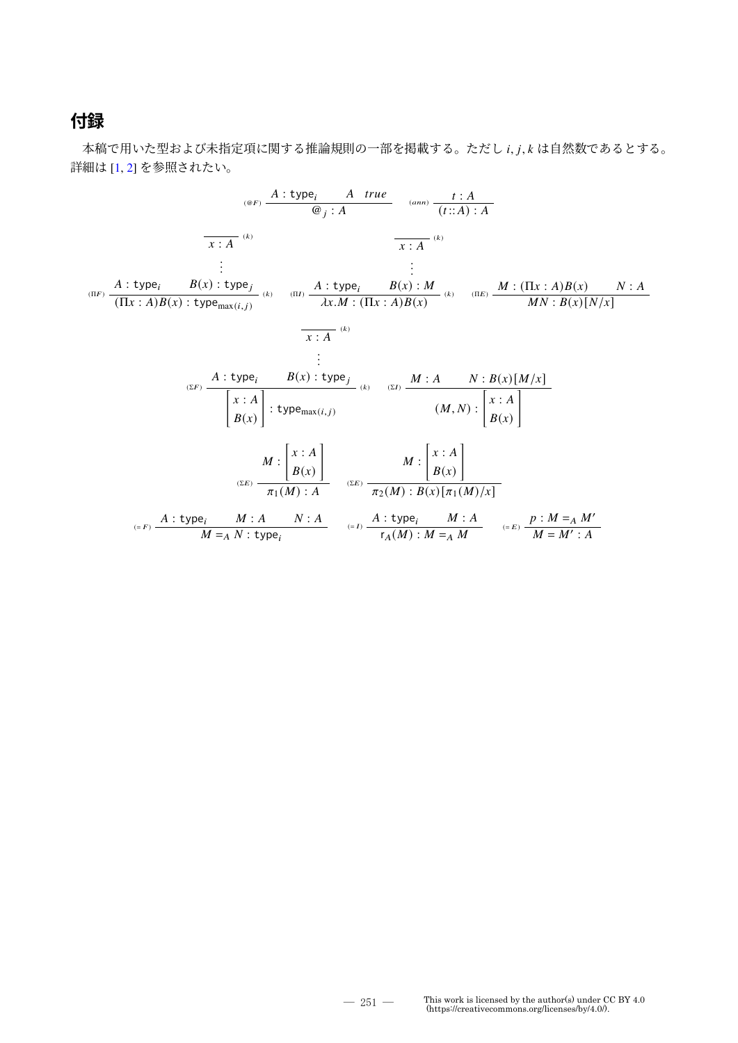# 付録

本稿で用いた型および未指定項に関する推論規則の一部を掲載する。ただし $i, j, k$ は自然数であるとする。詳細は [1, 2] を参照されたい。

$$
(@F)\ \frac{A : \mathsf{type}_i \qquad A \quad true}{@_j : A}
\qquad
(ann)\ \frac{t : A}{(t :: A) : A}
$$

$$
(\Pi F)\ \frac{A : \mathsf{type}_i \qquad \begin{array}{c}\overline{x : A}^{\ (k)} \\ \vdots \\ B(x) : \mathsf{type}_j\end{array}}{(\Pi x : A)B(x) : \mathsf{type}_{\max(i,j)}}\ (k)
\qquad
(\Pi I)\ \frac{A : \mathsf{type}_i \qquad \begin{array}{c}\overline{x : A}^{\ (k)} \\ \vdots \\ B(x) : M\end{array}}{\lambda x.M : (\Pi x : A)B(x)}\ (k)
\qquad
(\Pi E)\ \frac{M : (\Pi x : A)B(x) \qquad N : A}{MN : B(x)[N/x]}
$$

$$
(\Sigma F)\ \frac{A : \mathsf{type}_i \qquad \begin{array}{c}\overline{x : A}^{\ (k)} \\ \vdots \\ B(x) : \mathsf{type}_j\end{array}}{\begin{bmatrix} x : A \\ B(x) \end{bmatrix} : \mathsf{type}_{\max(i,j)}}\ (k)
\qquad
(\Sigma I)\ \frac{M : A \qquad N : B(x)[M/x]}{(M, N) : \begin{bmatrix} x : A \\ B(x) \end{bmatrix}}
$$

$$
(\Sigma E)\ \frac{M : \begin{bmatrix} x : A \\ B(x) \end{bmatrix}}{\pi_1(M) : A}
\qquad
(\Sigma E)\ \frac{M : \begin{bmatrix} x : A \\ B(x) \end{bmatrix}}{\pi_2(M) : B(x)[\pi_1(M)/x]}
$$

$$
(=F)\ \frac{A : \mathsf{type}_i \qquad M : A \qquad N : A}{M =_A N : \mathsf{type}_i}
\qquad
(=I)\ \frac{A : \mathsf{type}_i \qquad M : A}{\mathsf{r}_A(M) : M =_A M}
\qquad
(=E)\ \frac{p : M =_A M'}{M = M' : A}
$$